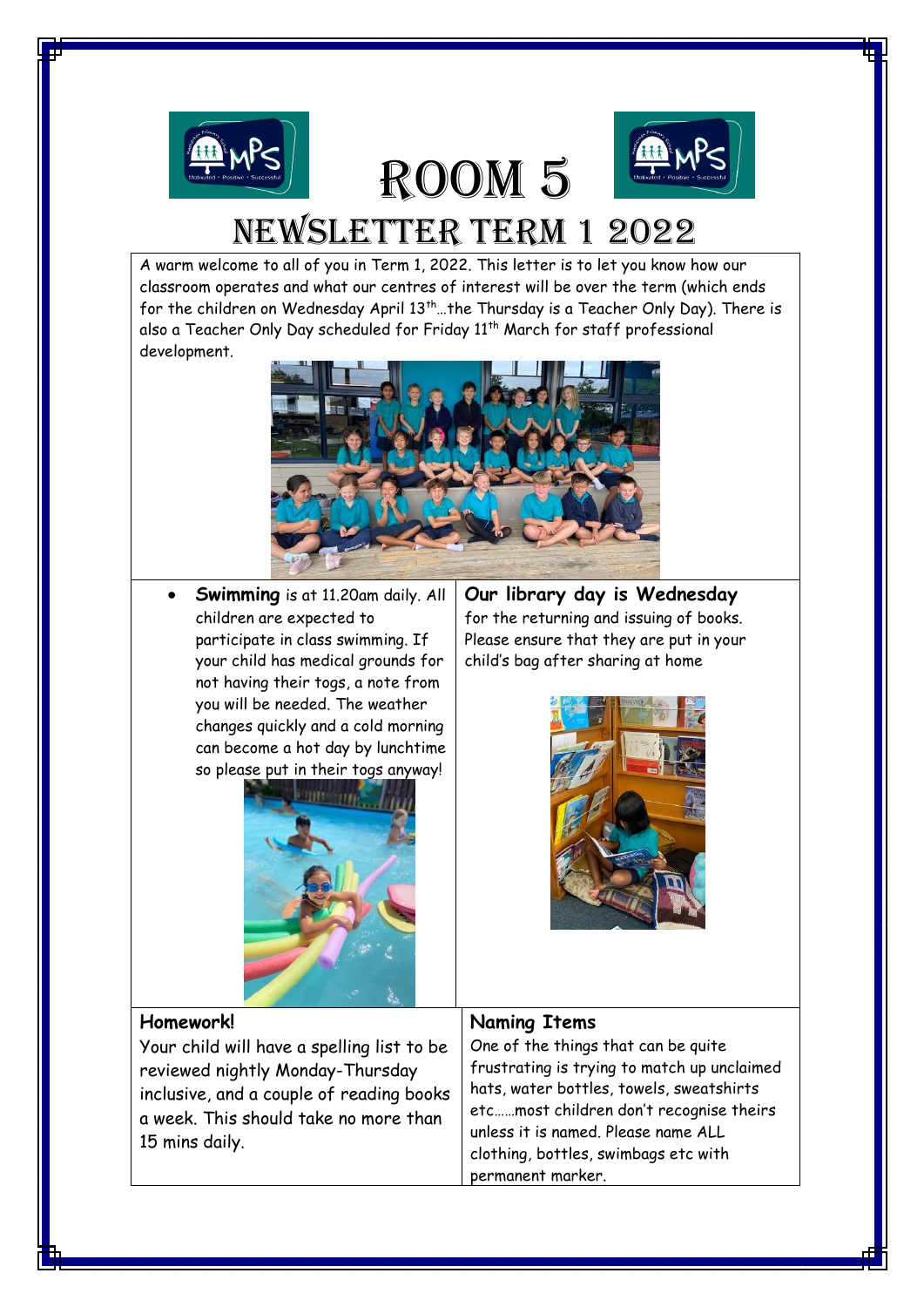# ROOM 5

## NEWSLETTER TERM 1 2022

A warm welcome to all of you in Term 1, 2022. This letter is to let you know how our classroom operates and what our centres of interest will be over the term (which ends for the children on Wednesday April 13th…the Thursday is a Teacher Only Day). There is also a Teacher Only Day scheduled for Friday 11th March for staff professional development.

- **Swimming** is at 11.20am daily. All children are expected to participate in class swimming. If your child has medical grounds for not having their togs, a note from you will be needed. The weather changes quickly and a cold morning can become a hot day by lunchtime so please put in their togs anyway!

**Our library day is Wednesday** for the returning and issuing of books. Please ensure that they are put in your child's bag after sharing at home

**Homework!**

Your child will have a spelling list to be reviewed nightly Monday-Thursday inclusive, and a couple of reading books a week. This should take no more than 15 mins daily.

**Naming Items**

One of the things that can be quite frustrating is trying to match up unclaimed hats, water bottles, towels, sweatshirts etc……most children don't recognise theirs unless it is named. Please name ALL clothing, bottles, swimbags etc with permanent marker.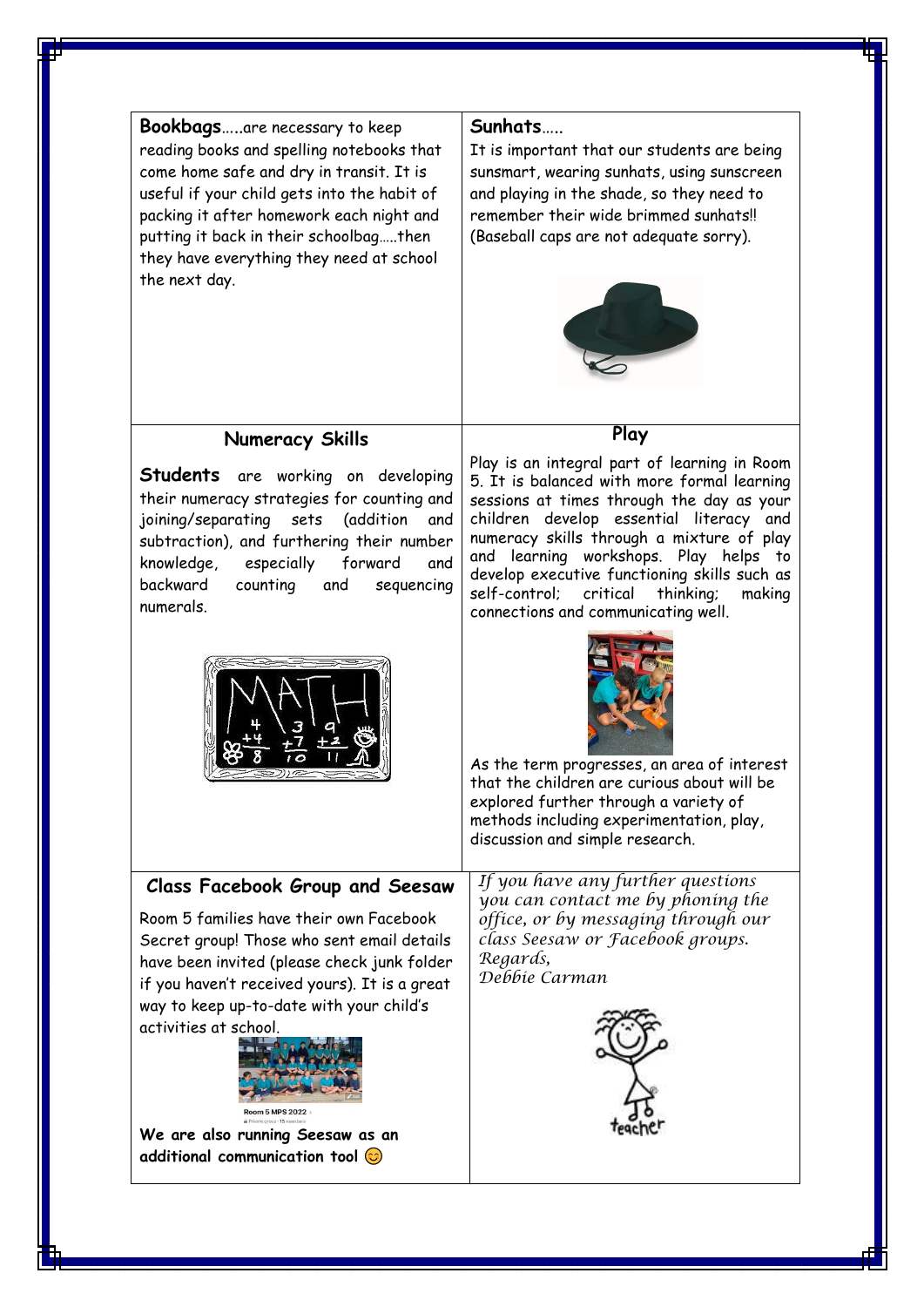**Bookbags**.....are necessary to keep reading books and spelling notebooks that come home safe and dry in transit. It is useful if your child gets into the habit of packing it after homework each night and putting it back in their schoolbag.....then they have everything they need at school the next day.

**Sunhats**.....

It is important that our students are being sunsmart, wearing sunhats, using sunscreen and playing in the shade, so they need to remember their wide brimmed sunhats!! (Baseball caps are not adequate sorry).

## Numeracy Skills

**Students** are working on developing their numeracy strategies for counting and joining/separating sets (addition and subtraction), and furthering their number knowledge, especially forward and backward counting and sequencing numerals.

## Play

Play is an integral part of learning in Room 5. It is balanced with more formal learning sessions at times through the day as your children develop essential literacy and numeracy skills through a mixture of play and learning workshops. Play helps to develop executive functioning skills such as self-control; critical thinking; making connections and communicating well.

As the term progresses, an area of interest that the children are curious about will be explored further through a variety of methods including experimentation, play, discussion and simple research.

## Class Facebook Group and Seesaw

Room 5 families have their own Facebook Secret group! Those who sent email details have been invited (please check junk folder if you haven't received yours). It is a great way to keep up-to-date with your child's activities at school.

Room 5 MPS 2022

**We are also running Seesaw as an additional communication tool** 😊

*If you have any further questions you can contact me by phoning the office, or by messaging through our class Seesaw or Facebook groups.*
*Regards,*
*Debbie Carman*